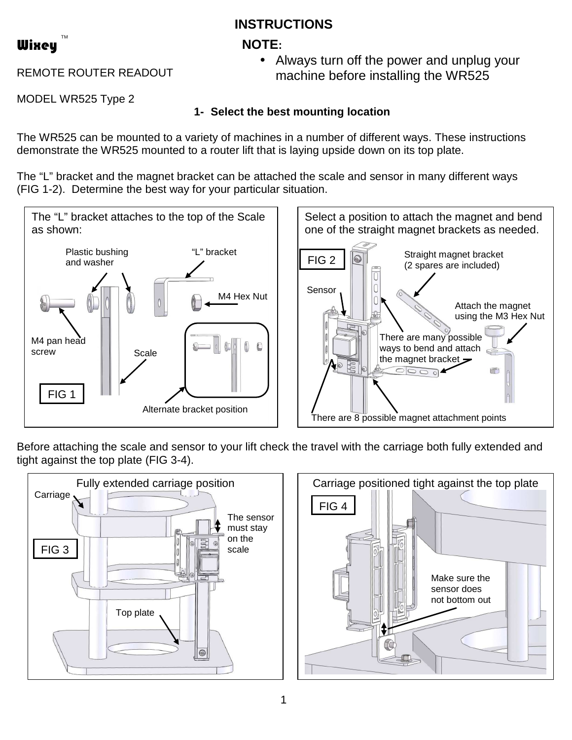# INSTRUCTIONS

**Wixey**™

REMOTE ROUTER READOUT

MODEL WR525 Type 2

**NOTE:**

- Always turn off the power and unplug your machine before installing the WR525

## 1- Select the best mounting location

The WR525 can be mounted to a variety of machines in a number of different ways. These instructions demonstrate the WR525 mounted to a router lift that is laying upside down on its top plate.

The "L" bracket and the magnet bracket can be attached the scale and sensor in many different ways (FIG 1-2). Determine the best way for your particular situation.

The "L" bracket attaches to the top of the Scale as shown:

Plastic bushing and washer

"L" bracket

M4 Hex Nut

M4 pan head screw

Scale

Alternate bracket position

FIG 1

Select a position to attach the magnet and bend one of the straight magnet brackets as needed.

FIG 2

Straight magnet bracket (2 spares are included)

Sensor

Attach the magnet using the M3 Hex Nut

There are many possible ways to bend and attach the magnet bracket

There are 8 possible magnet attachment points

Before attaching the scale and sensor to your lift check the travel with the carriage both fully extended and tight against the top plate (FIG 3-4).

Fully extended carriage position

Carriage

FIG 3

The sensor must stay on the scale

Top plate

Carriage positioned tight against the top plate

FIG 4

Make sure the sensor does not bottom out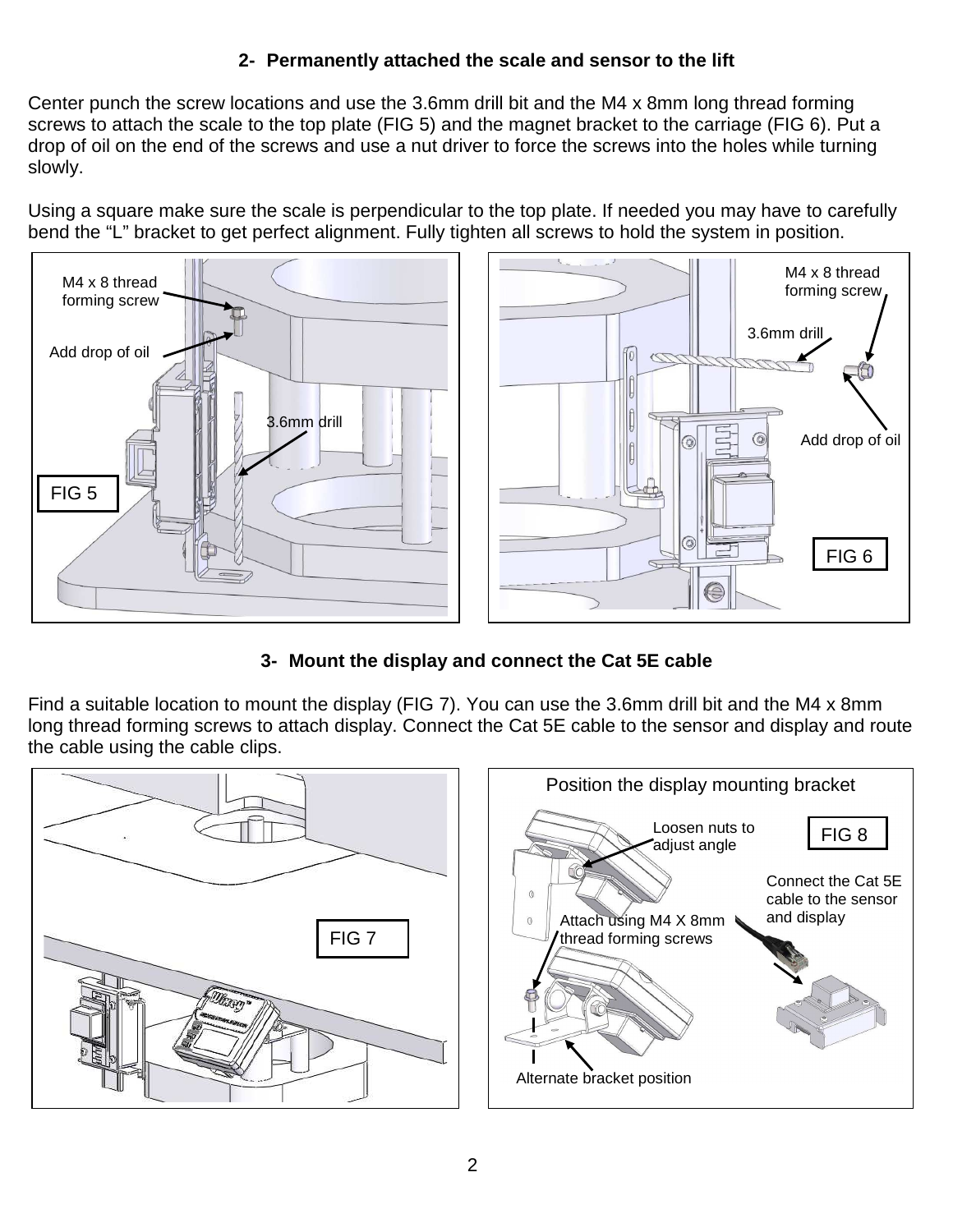## 2- Permanently attached the scale and sensor to the lift

Center punch the screw locations and use the 3.6mm drill bit and the M4 x 8mm long thread forming screws to attach the scale to the top plate (FIG 5) and the magnet bracket to the carriage (FIG 6). Put a drop of oil on the end of the screws and use a nut driver to force the screws into the holes while turning slowly.

Using a square make sure the scale is perpendicular to the top plate. If needed you may have to carefully bend the “L” bracket to get perfect alignment. Fully tighten all screws to hold the system in position.

M4 x 8 thread forming screw

Add drop of oil

3.6mm drill

FIG 5

M4 x 8 thread forming screw

3.6mm drill

Add drop of oil

FIG 6

## 3- Mount the display and connect the Cat 5E cable

Find a suitable location to mount the display (FIG 7). You can use the 3.6mm drill bit and the M4 x 8mm long thread forming screws to attach display. Connect the Cat 5E cable to the sensor and display and route the cable using the cable clips.

FIG 7

Position the display mounting bracket

Loosen nuts to adjust angle

FIG 8

Connect the Cat 5E cable to the sensor and display

Attach using M4 X 8mm thread forming screws

Alternate bracket position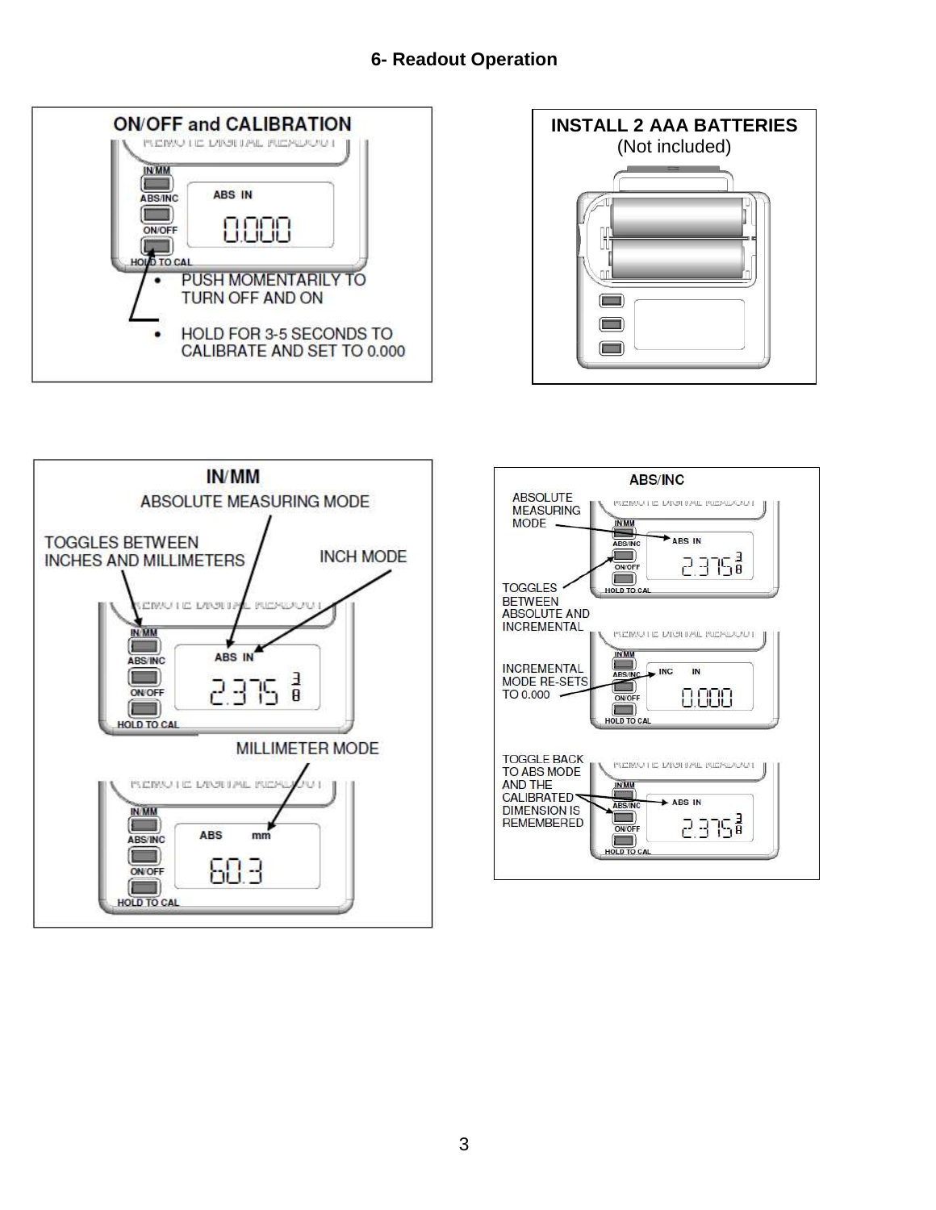# 6- Readout Operation

## ON/OFF and CALIBRATION

REMOTE DIGITAL READOUT

IN/MM

ABS/INC

ON/OFF

HOLD TO CAL

ABS IN

0.000

- PUSH MOMENTARILY TO TURN OFF AND ON
- HOLD FOR 3-5 SECONDS TO CALIBRATE AND SET TO 0.000

## INSTALL 2 AAA BATTERIES

(Not included)

## IN/MM

ABSOLUTE MEASURING MODE

TOGGLES BETWEEN INCHES AND MILLIMETERS

INCH MODE

REMOTE DIGITAL READOUT

IN/MM

ABS/INC

ON/OFF

HOLD TO CAL

ABS IN

2.375 3/8

MILLIMETER MODE

REMOTE DIGITAL READOUT

IN/MM

ABS/INC

ON/OFF

HOLD TO CAL

ABS mm

60.3

## ABS/INC

ABSOLUTE MEASURING MODE

TOGGLES BETWEEN ABSOLUTE AND INCREMENTAL

REMOTE DIGITAL READOUT

IN/MM

ABS/INC

ON/OFF

HOLD TO CAL

ABS IN

2.375 3/8

INCREMENTAL MODE RE-SETS TO 0.000

REMOTE DIGITAL READOUT

IN/MM

ABS/INC

ON/OFF

HOLD TO CAL

INC IN

0.000

TOGGLE BACK TO ABS MODE AND THE CALIBRATED DIMENSION IS REMEMBERED

REMOTE DIGITAL READOUT

IN/MM

ABS/INC

ON/OFF

HOLD TO CAL

ABS IN

2.375 3/8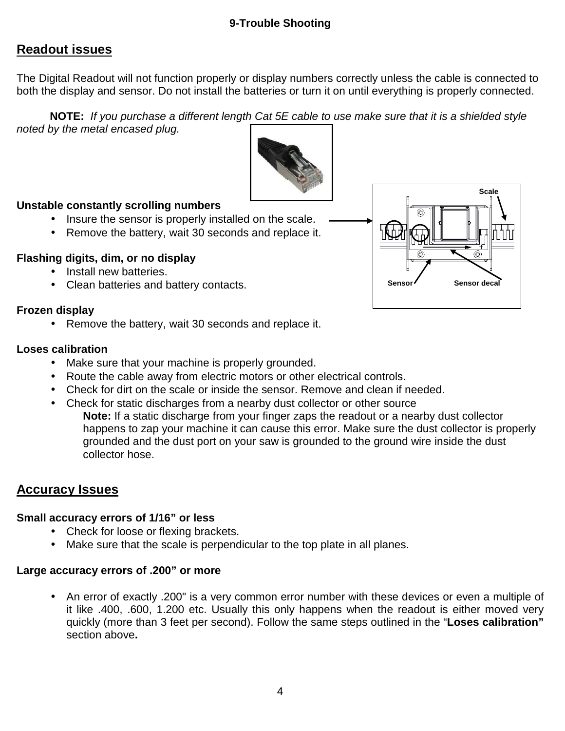## 9-Trouble Shooting

## Readout issues

The Digital Readout will not function properly or display numbers correctly unless the cable is connected to both the display and sensor. Do not install the batteries or turn it on until everything is properly connected.

**NOTE:** *If you purchase a different length Cat 5E cable to use make sure that it is a shielded style noted by the metal encased plug.*

**Unstable constantly scrolling numbers**

- Insure the sensor is properly installed on the scale.
- Remove the battery, wait 30 seconds and replace it.

Scale

Sensor    Sensor decal

**Flashing digits, dim, or no display**

- Install new batteries.
- Clean batteries and battery contacts.

**Frozen display**

- Remove the battery, wait 30 seconds and replace it.

**Loses calibration**

- Make sure that your machine is properly grounded.
- Route the cable away from electric motors or other electrical controls.
- Check for dirt on the scale or inside the sensor. Remove and clean if needed.
- Check for static discharges from a nearby dust collector or other source
  **Note:** If a static discharge from your finger zaps the readout or a nearby dust collector happens to zap your machine it can cause this error. Make sure the dust collector is properly grounded and the dust port on your saw is grounded to the ground wire inside the dust collector hose.

## Accuracy Issues

**Small accuracy errors of 1/16” or less**

- Check for loose or flexing brackets.
- Make sure that the scale is perpendicular to the top plate in all planes.

**Large accuracy errors of .200” or more**

- An error of exactly .200" is a very common error number with these devices or even a multiple of it like .400, .600, 1.200 etc. Usually this only happens when the readout is either moved very quickly (more than 3 feet per second). Follow the same steps outlined in the “**Loses calibration”** section above**.**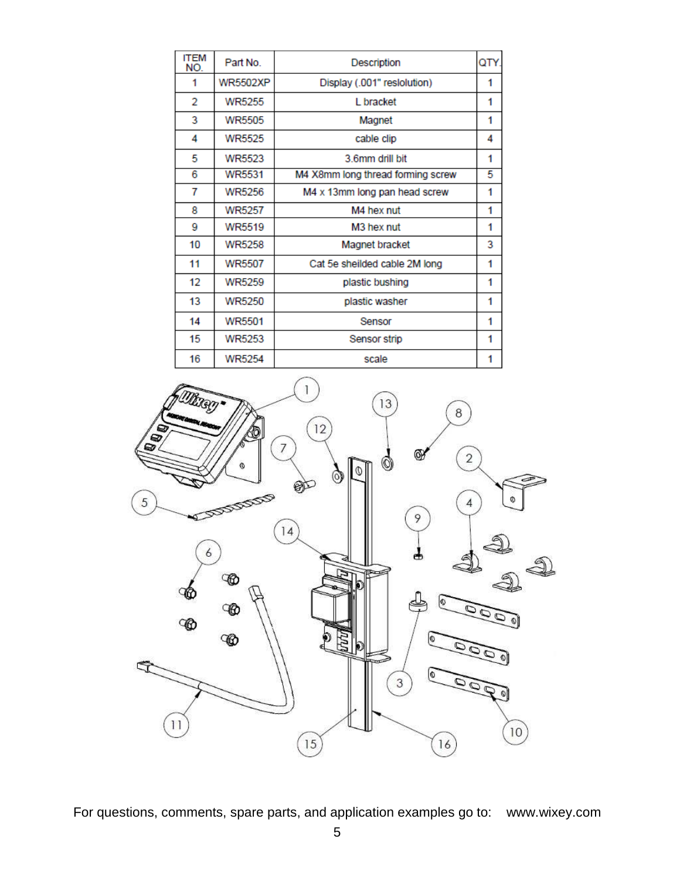| ITEM NO. | Part No. | Description | QTY. |
| --- | --- | --- | --- |
| 1 | WR5502XP | Display (.001" reslolution) | 1 |
| 2 | WR5255 | L bracket | 1 |
| 3 | WR5505 | Magnet | 1 |
| 4 | WR5525 | cable clip | 4 |
| 5 | WR5523 | 3.6mm drill bit | 1 |
| 6 | WR5531 | M4 X8mm long thread forming screw | 5 |
| 7 | WR5256 | M4 x 13mm long pan head screw | 1 |
| 8 | WR5257 | M4 hex nut | 1 |
| 9 | WR5519 | M3 hex nut | 1 |
| 10 | WR5258 | Magnet bracket | 3 |
| 11 | WR5507 | Cat 5e sheilded cable 2M long | 1 |
| 12 | WR5259 | plastic bushing | 1 |
| 13 | WR5250 | plastic washer | 1 |
| 14 | WR5501 | Sensor | 1 |
| 15 | WR5253 | Sensor strip | 1 |
| 16 | WR5254 | scale | 1 |

1
13
8
12
7
2
5
4
9
14
6
3
11
15
16
10

For questions, comments, spare parts, and application examples go to: www.wixey.com